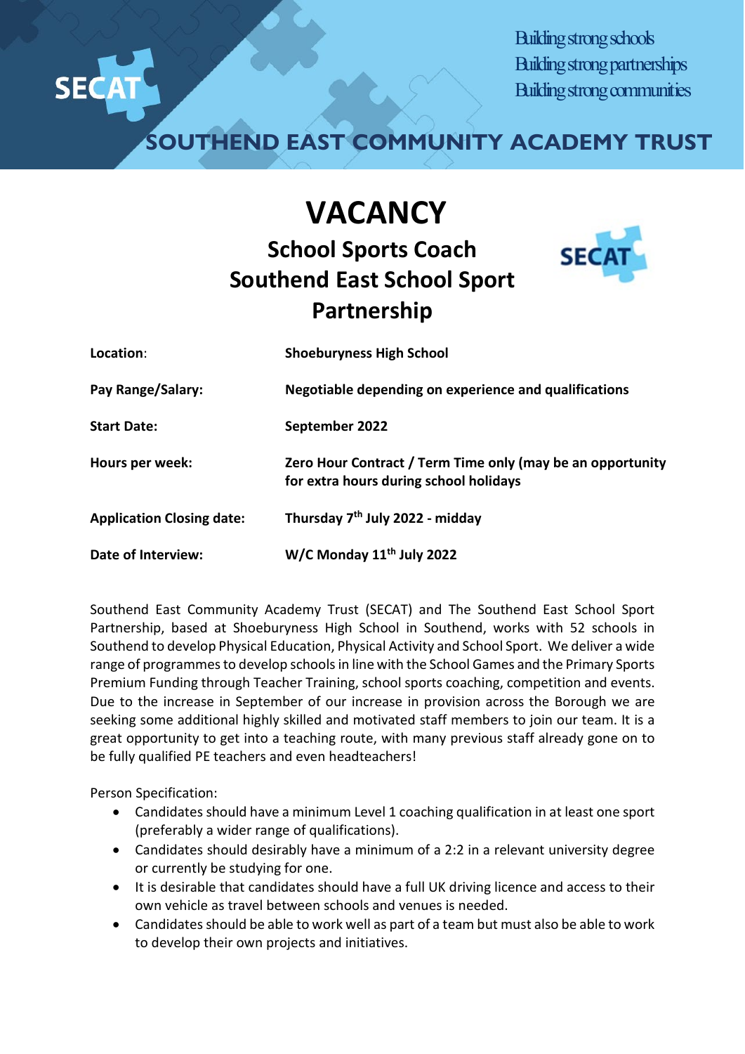SECAT

Building strong schools
Building strong partnerships
Building strong communities

SOUTHEND EAST COMMUNITY ACADEMY TRUST

# VACANCY

## School Sports Coach
## Southend East School Sport Partnership

| | |
|---|---|
| **Location**: | **Shoeburyness High School** |
| **Pay Range/Salary:** | **Negotiable depending on experience and qualifications** |
| **Start Date:** | **September 2022** |
| **Hours per week:** | **Zero Hour Contract / Term Time only (may be an opportunity for extra hours during school holidays** |
| **Application Closing date:** | **Thursday 7th July 2022 - midday** |
| **Date of Interview:** | **W/C Monday 11th July 2022** |

Southend East Community Academy Trust (SECAT) and The Southend East School Sport Partnership, based at Shoeburyness High School in Southend, works with 52 schools in Southend to develop Physical Education, Physical Activity and School Sport. We deliver a wide range of programmes to develop schools in line with the School Games and the Primary Sports Premium Funding through Teacher Training, school sports coaching, competition and events. Due to the increase in September of our increase in provision across the Borough we are seeking some additional highly skilled and motivated staff members to join our team. It is a great opportunity to get into a teaching route, with many previous staff already gone on to be fully qualified PE teachers and even headteachers!

Person Specification:

- Candidates should have a minimum Level 1 coaching qualification in at least one sport (preferably a wider range of qualifications).
- Candidates should desirably have a minimum of a 2:2 in a relevant university degree or currently be studying for one.
- It is desirable that candidates should have a full UK driving licence and access to their own vehicle as travel between schools and venues is needed.
- Candidates should be able to work well as part of a team but must also be able to work to develop their own projects and initiatives.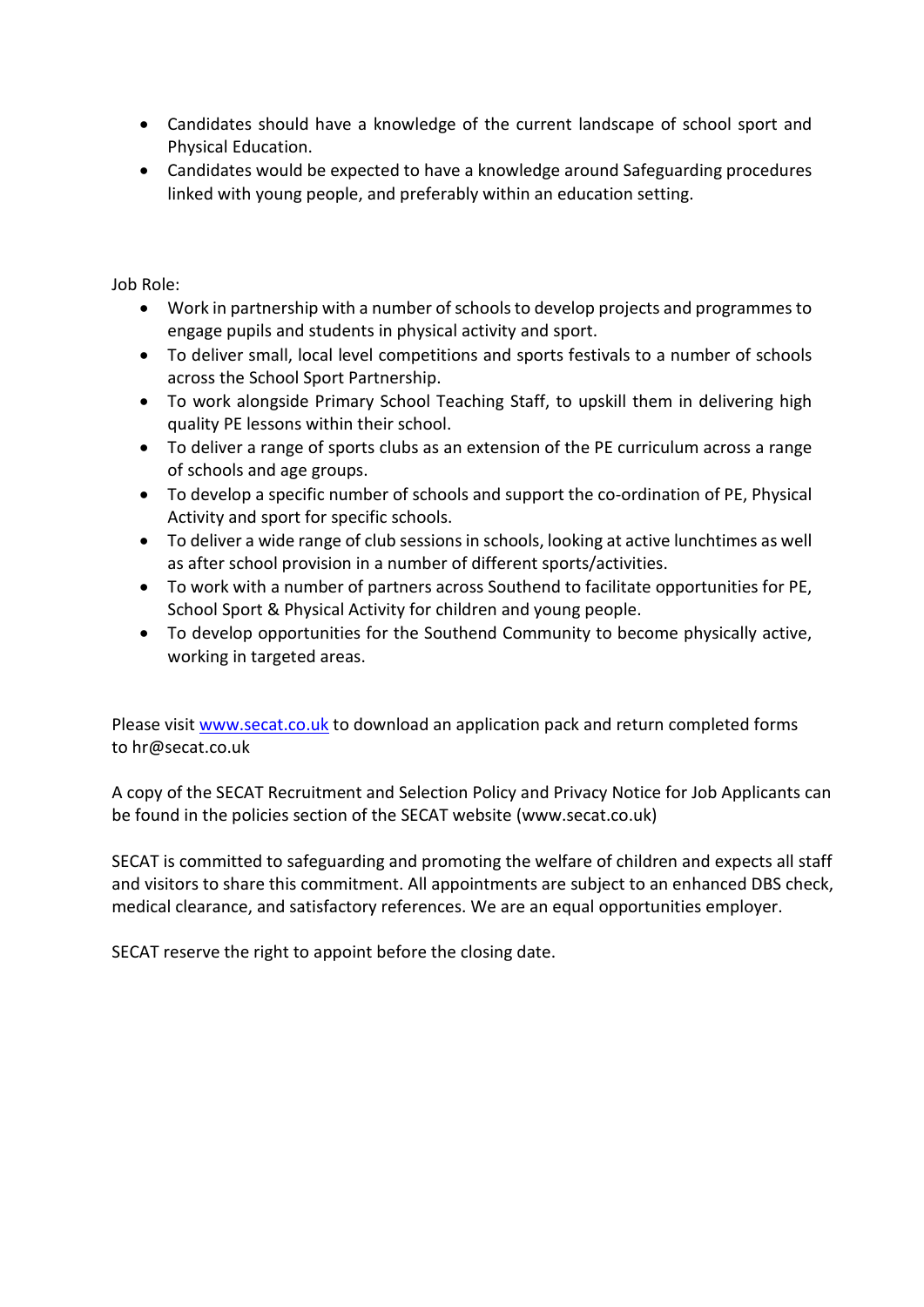- Candidates should have a knowledge of the current landscape of school sport and Physical Education.
- Candidates would be expected to have a knowledge around Safeguarding procedures linked with young people, and preferably within an education setting.

Job Role:

- Work in partnership with a number of schools to develop projects and programmes to engage pupils and students in physical activity and sport.
- To deliver small, local level competitions and sports festivals to a number of schools across the School Sport Partnership.
- To work alongside Primary School Teaching Staff, to upskill them in delivering high quality PE lessons within their school.
- To deliver a range of sports clubs as an extension of the PE curriculum across a range of schools and age groups.
- To develop a specific number of schools and support the co-ordination of PE, Physical Activity and sport for specific schools.
- To deliver a wide range of club sessions in schools, looking at active lunchtimes as well as after school provision in a number of different sports/activities.
- To work with a number of partners across Southend to facilitate opportunities for PE, School Sport & Physical Activity for children and young people.
- To develop opportunities for the Southend Community to become physically active, working in targeted areas.

Please visit [www.secat.co.uk](http://www.secat.co.uk) to download an application pack and return completed forms to hr@secat.co.uk

A copy of the SECAT Recruitment and Selection Policy and Privacy Notice for Job Applicants can be found in the policies section of the SECAT website (www.secat.co.uk)

SECAT is committed to safeguarding and promoting the welfare of children and expects all staff and visitors to share this commitment. All appointments are subject to an enhanced DBS check, medical clearance, and satisfactory references. We are an equal opportunities employer.

SECAT reserve the right to appoint before the closing date.